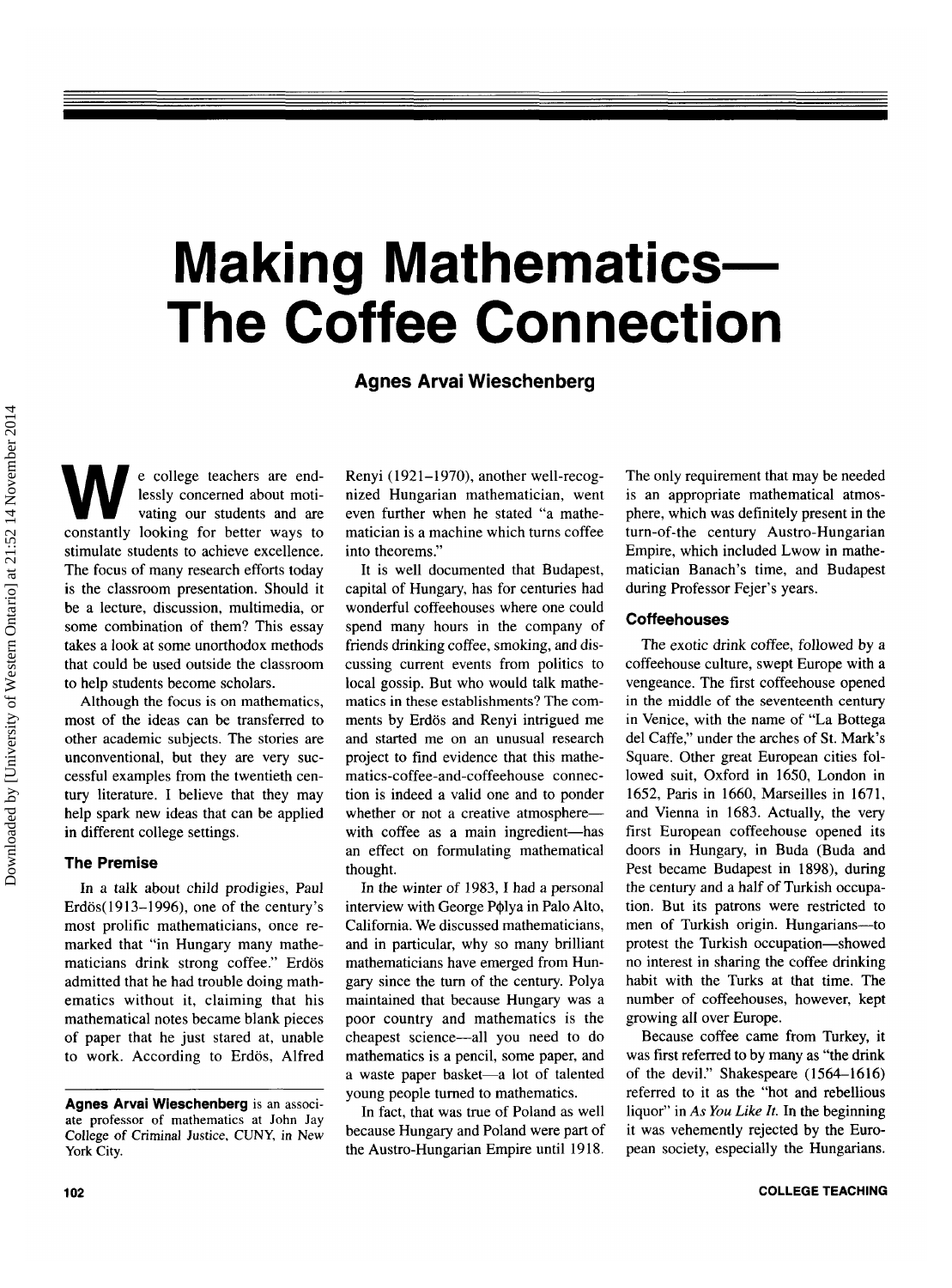# Making Mathematics—The Coffee Connection

**Agnes Arvai Wieschenberg**

We college teachers are endlessly concerned about motivating our students and are constantly looking for better ways to stimulate students to achieve excellence. The focus of many research efforts today is the classroom presentation. Should it be a lecture, discussion, multimedia, or some combination of them? This essay takes a look at some unorthodox methods that could be used outside the classroom to help students become scholars.

Although the focus is on mathematics, most of the ideas can be transferred to other academic subjects. The stories are unconventional, but they are very successful examples from the twentieth century literature. I believe that they may help spark new ideas that can be applied in different college settings.

## The Premise

In a talk about child prodigies, Paul Erdös(1913–1996), one of the century's most prolific mathematicians, once remarked that "in Hungary many mathematicians drink strong coffee." Erdös admitted that he had trouble doing mathematics without it, claiming that his mathematical notes became blank pieces of paper that he just stared at, unable to work. According to Erdös, Alfred Renyi (1921–1970), another well-recognized Hungarian mathematician, went even further when he stated "a mathematician is a machine which turns coffee into theorems."

It is well documented that Budapest, capital of Hungary, has for centuries had wonderful coffeehouses where one could spend many hours in the company of friends drinking coffee, smoking, and discussing current events from politics to local gossip. But who would talk mathematics in these establishments? The comments by Erdös and Renyi intrigued me and started me on an unusual research project to find evidence that this mathematics-coffee-and-coffeehouse connection is indeed a valid one and to ponder whether or not a creative atmosphere—with coffee as a main ingredient—has an effect on formulating mathematical thought.

In the winter of 1983, I had a personal interview with George Pφlya in Palo Alto, California. We discussed mathematicians, and in particular, why so many brilliant mathematicians have emerged from Hungary since the turn of the century. Polya maintained that because Hungary was a poor country and mathematics is the cheapest science—all you need to do mathematics is a pencil, some paper, and a waste paper basket—a lot of talented young people turned to mathematics.

In fact, that was true of Poland as well because Hungary and Poland were part of the Austro-Hungarian Empire until 1918. The only requirement that may be needed is an appropriate mathematical atmosphere, which was definitely present in the turn-of-the century Austro-Hungarian Empire, which included Lwow in mathematician Banach's time, and Budapest during Professor Fejer's years.

## Coffeehouses

The exotic drink coffee, followed by a coffeehouse culture, swept Europe with a vengeance. The first coffeehouse opened in the middle of the seventeenth century in Venice, with the name of "La Bottega del Caffe," under the arches of St. Mark's Square. Other great European cities followed suit, Oxford in 1650, London in 1652, Paris in 1660, Marseilles in 1671, and Vienna in 1683. Actually, the very first European coffeehouse opened its doors in Hungary, in Buda (Buda and Pest became Budapest in 1898), during the century and a half of Turkish occupation. But its patrons were restricted to men of Turkish origin. Hungarians—to protest the Turkish occupation—showed no interest in sharing the coffee drinking habit with the Turks at that time. The number of coffeehouses, however, kept growing all over Europe.

Because coffee came from Turkey, it was first referred to by many as "the drink of the devil." Shakespeare (1564–1616) referred to it as the "hot and rebellious liquor" in *As You Like It*. In the beginning it was vehemently rejected by the European society, especially the Hungarians.

---

**Agnes Arvai Wieschenberg** is an associate professor of mathematics at John Jay College of Criminal Justice, CUNY, in New York City.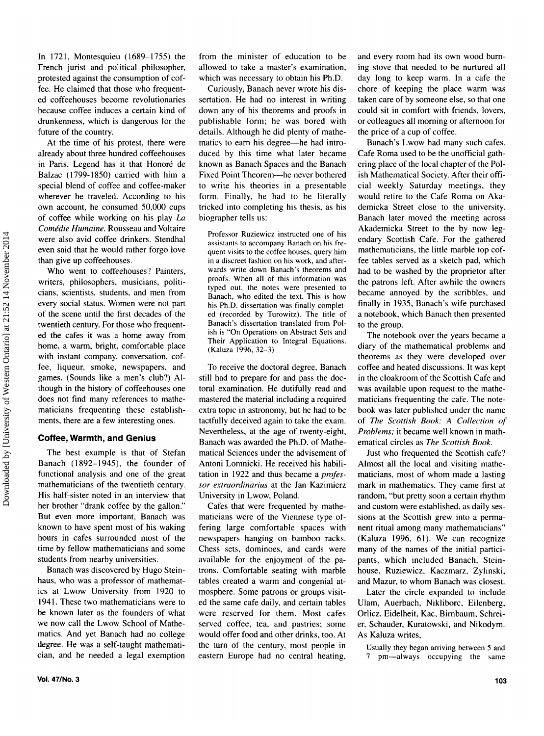In 1721, Montesquieu (1689–1755) the French jurist and political philosopher, protested against the consumption of coffee. He claimed that those who frequented coffeehouses become revolutionaries because coffee induces a certain kind of drunkenness, which is dangerous for the future of the country.

At the time of his protest, there were already about three hundred coffeehouses in Paris. Legend has it that Honoré de Balzac (1799-1850) carried with him a special blend of coffee and coffee-maker wherever he traveled. According to his own account, he consumed 50,000 cups of coffee while working on his play *La Comédie Humaine*. Rousseau and Voltaire were also avid coffee drinkers. Stendhal even said that he would rather forgo love than give up coffeehouses.

Who went to coffeehouses? Painters, writers, philosophers, musicians, politicians, scientists, students, and men from every social status. Women were not part of the scene until the first decades of the twentieth century. For those who frequented the cafes it was a home away from home, a warm, bright, comfortable place with instant company, conversation, coffee, liqueur, smoke, newspapers, and games. (Sounds like a men's club?) Although in the history of coffeehouses one does not find many references to mathematicians frequenting these establishments, there are a few interesting ones.

## Coffee, Warmth, and Genius

The best example is that of Stefan Banach (1892–1945), the founder of functional analysis and one of the great mathematicians of the twentieth century. His half-sister noted in an interview that her brother "drank coffee by the gallon." But even more important, Banach was known to have spent most of his waking hours in cafes surrounded most of the time by fellow mathematicians and some students from nearby universities.

Banach was discovered by Hugo Steinhaus, who was a professor of mathematics at Lwow University from 1920 to 1941. These two mathematicians were to be known later as the founders of what we now call the Lwow School of Mathematics. And yet Banach had no college degree. He was a self-taught mathematician, and he needed a legal exemption from the minister of education to be allowed to take a master's examination, which was necessary to obtain his Ph.D.

Curiously, Banach never wrote his dissertation. He had no interest in writing down any of his theorems and proofs in publishable form; he was bored with details. Although he did plenty of mathematics to earn his degree—he had introduced by this time what later became known as Banach Spaces and the Banach Fixed Point Theorem—he never bothered to write his theories in a presentable form. Finally, he had to be literally tricked into completing his thesis, as his biographer tells us:

> Professor Ruziewicz instructed one of his assistants to accompany Banach on his frequent visits to the coffee houses, query him in a discreet fashion on his work, and afterwards write down Banach's theorems and proofs. When all of this information was typed out, the notes were presented to Banach, who edited the text. This is how his Ph.D. dissertation was finally completed (recorded by Turowitz). The title of Banach's dissertation translated from Polish is "On Operations on Abstract Sets and Their Application to Integral Equations. (Kaluza 1996, 32–3)

To receive the doctoral degree, Banach still had to prepare for and pass the doctoral examination. He dutifully read and mastered the material including a required extra topic in astronomy, but he had to be tactfully deceived again to take the exam. Nevertheless, at the age of twenty-eight, Banach was awarded the Ph.D. of Mathematical Sciences under the advisement of Antoni Lomnicki. He received his habilitation in 1922 and thus became a *professor extraordinarius* at the Jan Kazimierz University in Lwow, Poland.

Cafes that were frequented by mathematicians were of the Viennese type offering large comfortable spaces with newspapers hanging on bamboo racks. Chess sets, dominoes, and cards were available for the enjoyment of the patrons. Comfortable seating with marble tables created a warm and congenial atmosphere. Some patrons or groups visited the same cafe daily, and certain tables were reserved for them. Most cafes served coffee, tea, and pastries; some would offer food and other drinks, too. At the turn of the century, most people in eastern Europe had no central heating, and every room had its own wood burning stove that needed to be nurtured all day long to keep warm. In a cafe the chore of keeping the place warm was taken care of by someone else, so that one could sit in comfort with friends, lovers, or colleagues all morning or afternoon for the price of a cup of coffee.

Banach's Lwow had many such cafes. Cafe Roma used to be the unofficial gathering place of the local chapter of the Polish Mathematical Society. After their official weekly Saturday meetings, they would retire to the Cafe Roma on Akademicka Street close to the university. Banach later moved the meeting across Akademicka Street to the by now legendary Scottish Cafe. For the gathered mathematicians, the little marble top coffee tables served as a sketch pad, which had to be washed by the proprietor after the patrons left. After awhile the owners became annoyed by the scribbles, and finally in 1935, Banach's wife purchased a notebook, which Banach then presented to the group.

The notebook over the years became a diary of the mathematical problems and theorems as they were developed over coffee and heated discussions. It was kept in the cloakroom of the Scottish Cafe and was available upon request to the mathematicians frequenting the cafe. The notebook was later published under the name of *The Scottish Book: A Collection of Problems;* it became well known in mathematical circles as *The Scottish Book*.

Just who frequented the Scottish cafe? Almost all the local and visiting mathematicians, most of whom made a lasting mark in mathematics. They came first at random, "but pretty soon a certain rhythm and custom were established, as daily sessions at the Scottish grew into a permanent ritual among many mathematicians" (Kaluza 1996, 61). We can recognize many of the names of the initial participants, which included Banach, Steinhouse, Ruziewicz, Kaczmarz, Zylinski, and Mazur, to whom Banach was closest.

Later the circle expanded to include Ulam, Auerbach, Nikliborc, Eilenberg, Orlicz, Eidelheit, Kac, Birnbaum, Schreier, Schauder, Kuratowski, and Nikodym. As Kaluza writes,

> Usually they began arriving between 5 and 7 pm—always occupying the same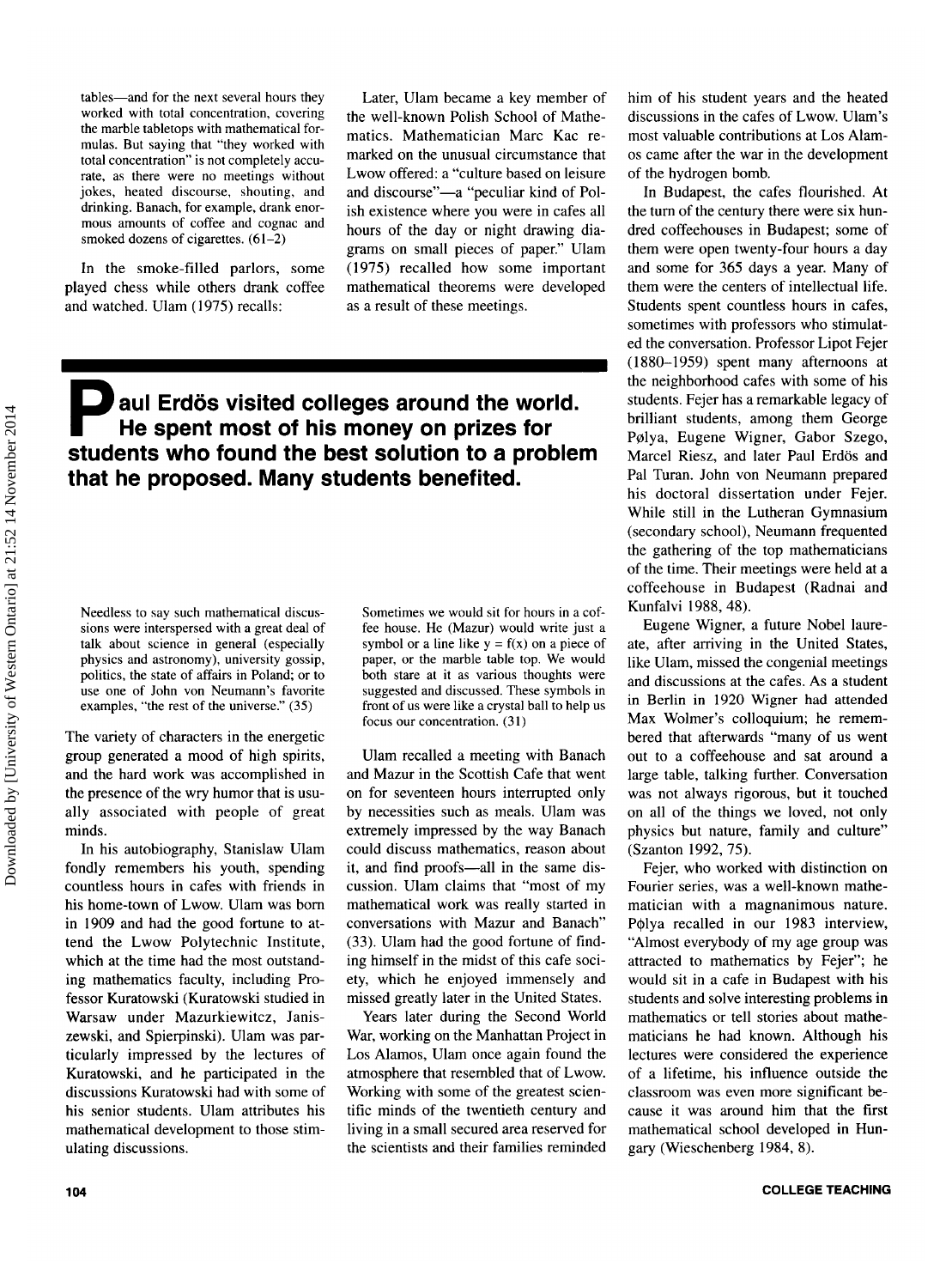tables—and for the next several hours they worked with total concentration, covering the marble tabletops with mathematical formulas. But saying that "they worked with total concentration" is not completely accurate, as there were no meetings without jokes, heated discourse, shouting, and drinking. Banach, for example, drank enormous amounts of coffee and cognac and smoked dozens of cigarettes. (61–2)

In the smoke-filled parlors, some played chess while others drank coffee and watched. Ulam (1975) recalls:

> Needless to say such mathematical discussions were interspersed with a great deal of talk about science in general (especially physics and astronomy), university gossip, politics, the state of affairs in Poland; or to use one of John von Neumann's favorite examples, "the rest of the universe." (35)

The variety of characters in the energetic group generated a mood of high spirits, and the hard work was accomplished in the presence of the wry humor that is usually associated with people of great minds.

In his autobiography, Stanislaw Ulam fondly remembers his youth, spending countless hours in cafes with friends in his home-town of Lwow. Ulam was born in 1909 and had the good fortune to attend the Lwow Polytechnic Institute, which at the time had the most outstanding mathematics faculty, including Professor Kuratowski (Kuratowski studied in Warsaw under Mazurkiewitcz, Janiszewski, and Spierpinski). Ulam was particularly impressed by the lectures of Kuratowski, and he participated in the discussions Kuratowski had with some of his senior students. Ulam attributes his mathematical development to those stimulating discussions.

Later, Ulam became a key member of the well-known Polish School of Mathematics. Mathematician Marc Kac remarked on the unusual circumstance that Lwow offered: a "culture based on leisure and discourse"—a "peculiar kind of Polish existence where you were in cafes all hours of the day or night drawing diagrams on small pieces of paper." Ulam (1975) recalled how some important mathematical theorems were developed as a result of these meetings.

**Paul Erdös visited colleges around the world. He spent most of his money on prizes for students who found the best solution to a problem that he proposed. Many students benefited.**

> Sometimes we would sit for hours in a coffee house. He (Mazur) would write just a symbol or a line like $y = f(x)$ on a piece of paper, or the marble table top. We would both stare at it as various thoughts were suggested and discussed. These symbols in front of us were like a crystal ball to help us focus our concentration. (31)

Ulam recalled a meeting with Banach and Mazur in the Scottish Cafe that went on for seventeen hours interrupted only by necessities such as meals. Ulam was extremely impressed by the way Banach could discuss mathematics, reason about it, and find proofs—all in the same discussion. Ulam claims that "most of my mathematical work was really started in conversations with Mazur and Banach" (33). Ulam had the good fortune of finding himself in the midst of this cafe society, which he enjoyed immensely and missed greatly later in the United States.

Years later during the Second World War, working on the Manhattan Project in Los Alamos, Ulam once again found the atmosphere that resembled that of Lwow. Working with some of the greatest scientific minds of the twentieth century and living in a small secured area reserved for the scientists and their families reminded him of his student years and the heated discussions in the cafes of Lwow. Ulam's most valuable contributions at Los Alamos came after the war in the development of the hydrogen bomb.

In Budapest, the cafes flourished. At the turn of the century there were six hundred coffeehouses in Budapest; some of them were open twenty-four hours a day and some for 365 days a year. Many of them were the centers of intellectual life. Students spent countless hours in cafes, sometimes with professors who stimulated the conversation. Professor Lipot Fejer (1880–1959) spent many afternoons at the neighborhood cafes with some of his students. Fejer has a remarkable legacy of brilliant students, among them George Pølya, Eugene Wigner, Gabor Szego, Marcel Riesz, and later Paul Erdös and Pal Turan. John von Neumann prepared his doctoral dissertation under Fejer. While still in the Lutheran Gymnasium (secondary school), Neumann frequented the gathering of the top mathematicians of the time. Their meetings were held at a coffeehouse in Budapest (Radnai and Kunfalvi 1988, 48).

Eugene Wigner, a future Nobel laureate, after arriving in the United States, like Ulam, missed the congenial meetings and discussions at the cafes. As a student in Berlin in 1920 Wigner had attended Max Wolmer's colloquium; he remembered that afterwards "many of us went out to a coffeehouse and sat around a large table, talking further. Conversation was not always rigorous, but it touched on all of the things we loved, not only physics but nature, family and culture" (Szanton 1992, 75).

Fejer, who worked with distinction on Fourier series, was a well-known mathematician with a magnanimous nature. Pølya recalled in our 1983 interview, "Almost everybody of my age group was attracted to mathematics by Fejer"; he would sit in a cafe in Budapest with his students and solve interesting problems in mathematics or tell stories about mathematicians he had known. Although his lectures were considered the experience of a lifetime, his influence outside the classroom was even more significant because it was around him that the first mathematical school developed in Hungary (Wieschenberg 1984, 8).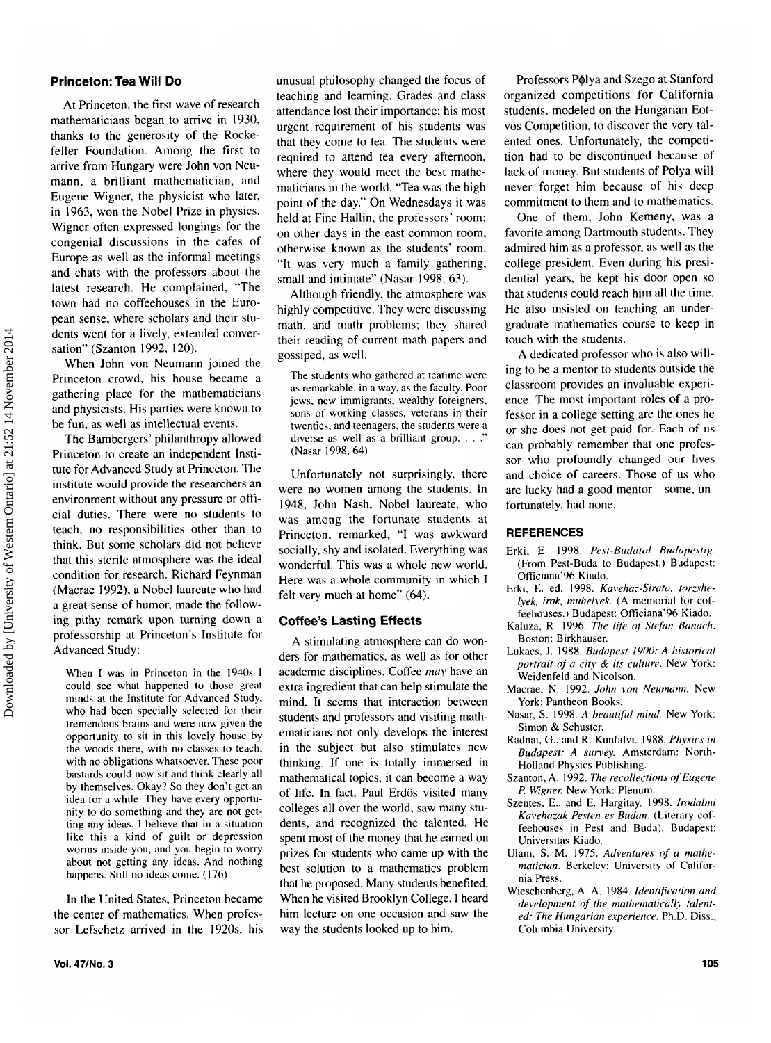## Princeton: Tea Will Do

At Princeton, the first wave of research mathematicians began to arrive in 1930, thanks to the generosity of the Rockefeller Foundation. Among the first to arrive from Hungary were John von Neumann, a brilliant mathematician, and Eugene Wigner, the physicist who later, in 1963, won the Nobel Prize in physics. Wigner often expressed longings for the congenial discussions in the cafes of Europe as well as the informal meetings and chats with the professors about the latest research. He complained, "The town had no coffeehouses in the European sense, where scholars and their students went for a lively, extended conversation" (Szanton 1992, 120).

When John von Neumann joined the Princeton crowd, his house became a gathering place for the mathematicians and physicists. His parties were known to be fun, as well as intellectual events.

The Bambergers' philanthropy allowed Princeton to create an independent Institute for Advanced Study at Princeton. The institute would provide the researchers an environment without any pressure or official duties. There were no students to teach, no responsibilities other than to think. But some scholars did not believe that this sterile atmosphere was the ideal condition for research. Richard Feynman (Macrae 1992), a Nobel laureate who had a great sense of humor, made the following pithy remark upon turning down a professorship at Princeton's Institute for Advanced Study:

> When I was in Princeton in the 1940s I could see what happened to those great minds at the Institute for Advanced Study, who had been specially selected for their tremendous brains and were now given the opportunity to sit in this lovely house by the woods there, with no classes to teach, with no obligations whatsoever. These poor bastards could now sit and think clearly all by themselves. Okay? So they don't get an idea for a while. They have every opportunity to do something and they are not getting any ideas. I believe that in a situation like this a kind of guilt or depression worms inside you, and you begin to worry about not getting any ideas. And nothing happens. Still no ideas come. (176)

In the United States, Princeton became the center of mathematics. When professor Lefschetz arrived in the 1920s, his unusual philosophy changed the focus of teaching and learning. Grades and class attendance lost their importance; his most urgent requirement of his students was that they come to tea. The students were required to attend tea every afternoon, where they would meet the best mathematicians in the world. "Tea was the high point of the day." On Wednesdays it was held at Fine Hallin, the professors' room; on other days in the east common room, otherwise known as the students' room. "It was very much a family gathering, small and intimate" (Nasar 1998, 63).

Although friendly, the atmosphere was highly competitive. They were discussing math, and math problems; they shared their reading of current math papers and gossiped, as well.

> The students who gathered at teatime were as remarkable, in a way, as the faculty. Poor jews, new immigrants, wealthy foreigners, sons of working classes, veterans in their twenties, and teenagers, the students were a diverse as well as a brilliant group. . . ." (Nasar 1998, 64)

Unfortunately not surprisingly, there were no women among the students. In 1948, John Nash, Nobel laureate, who was among the fortunate students at Princeton, remarked, "I was awkward socially, shy and isolated. Everything was wonderful. This was a whole new world. Here was a whole community in which I felt very much at home" (64).

## Coffee's Lasting Effects

A stimulating atmosphere can do wonders for mathematics, as well as for other academic disciplines. Coffee *may* have an extra ingredient that can help stimulate the mind. It seems that interaction between students and professors and visiting mathematicians not only develops the interest in the subject but also stimulates new thinking. If one is totally immersed in mathematical topics, it can become a way of life. In fact, Paul Erdös visited many colleges all over the world, saw many students, and recognized the talented. He spent most of the money that he earned on prizes for students who came up with the best solution to a mathematics problem that he proposed. Many students benefited. When he visited Brooklyn College, I heard him lecture on one occasion and saw the way the students looked up to him.

Professors Pφlya and Szego at Stanford organized competitions for California students, modeled on the Hungarian Eotvos Competition, to discover the very talented ones. Unfortunately, the competition had to be discontinued because of lack of money. But students of Pφlya will never forget him because of his deep commitment to them and to mathematics.

One of them, John Kemeny, was a favorite among Dartmouth students. They admired him as a professor, as well as the college president. Even during his presidential years, he kept his door open so that students could reach him all the time. He also insisted on teaching an undergraduate mathematics course to keep in touch with the students.

A dedicated professor who is also willing to be a mentor to students outside the classroom provides an invaluable experience. The most important roles of a professor in a college setting are the ones he or she does not get paid for. Each of us can probably remember that one professor who profoundly changed our lives and choice of careers. Those of us who are lucky had a good mentor—some, unfortunately, had none.

## REFERENCES

Erki, E. 1998. *Pest-Budatol Budapestig.* (From Pest-Buda to Budapest.) Budapest: Officiana'96 Kiado.

Erki, E. ed. 1998. *Kavehaz-Sirato, torzshelyek, irok, muhelyek.* (A memorial for coffeehouses.) Budapest: Officiana'96 Kiado.

Kaluza, R. 1996. *The life of Stefan Banach.* Boston: Birkhauser.

Lukacs, J. 1988. *Budapest 1900: A historical portrait of a city & its culture.* New York: Weidenfeld and Nicolson.

Macrae, N. 1992. *John von Neumann.* New York: Pantheon Books.

Nasar, S. 1998. *A beautiful mind.* New York: Simon & Schuster.

Radnai, G., and R. Kunfalvi. 1988. *Physics in Budapest: A survey.* Amsterdam: North-Holland Physics Publishing.

Szanton, A. 1992. *The recollections of Eugene P. Wigner.* New York: Plenum.

Szentes, E., and E. Hargitay. 1998. *Irodalmi Kavehazak Pesten es Budan.* (Literary coffeehouses in Pest and Buda). Budapest: Universitas Kiado.

Ulam, S. M. 1975. *Adventures of a mathematician.* Berkeley: University of California Press.

Wieschenberg, A. A. 1984. *Identification and development of the mathematically talented: The Hungarian experience.* Ph.D. Diss., Columbia University.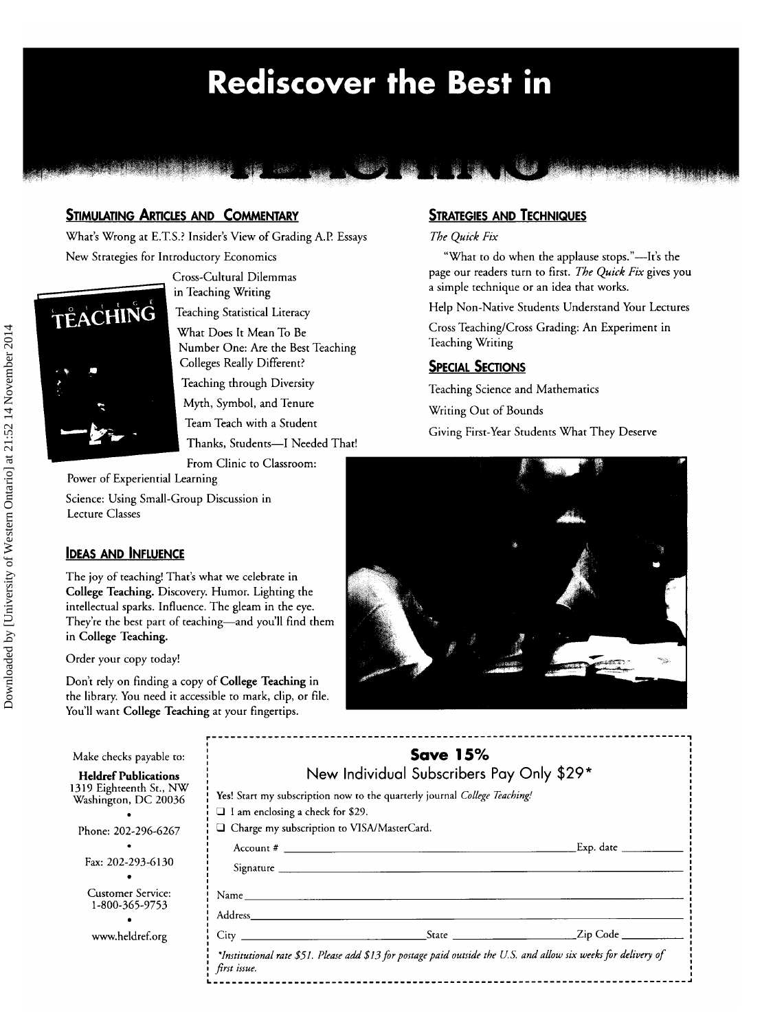# Rediscover the Best in

## Stimulating Articles and Commentary

What's Wrong at E.T.S.? Insider's View of Grading A.P. Essays

New Strategies for Introductory Economics

Cross-Cultural Dilemmas in Teaching Writing

Teaching Statistical Literacy

What Does It Mean To Be Number One: Are the Best Teaching Colleges Really Different?

Teaching through Diversity

Myth, Symbol, and Tenure

Team Teach with a Student

Thanks, Students—I Needed That!

From Clinic to Classroom: Power of Experiential Learning

Science: Using Small-Group Discussion in Lecture Classes

## Ideas and Influence

The joy of teaching! That's what we celebrate in **College Teaching.** Discovery. Humor. Lighting the intellectual sparks. Influence. The gleam in the eye. They're the best part of teaching—and you'll find them in **College Teaching.**

Order your copy today!

Don't rely on finding a copy of **College Teaching** in the library. You need it accessible to mark, clip, or file. You'll want **College Teaching** at your fingertips.

## Strategies and Techniques

*The Quick Fix*

"What to do when the applause stops."—It's the page our readers turn to first. *The Quick Fix* gives you a simple technique or an idea that works.

Help Non-Native Students Understand Your Lectures

Cross Teaching/Cross Grading: An Experiment in Teaching Writing

## Special Sections

Teaching Science and Mathematics

Writing Out of Bounds

Giving First-Year Students What They Deserve

Make checks payable to:

**Heldref Publications**
1319 Eighteenth St., NW
Washington, DC 20036

Phone: 202-296-6267

Fax: 202-293-6130

Customer Service:
1-800-365-9753

www.heldref.org

**Save 15%**

New Individual Subscribers Pay Only $29*

**Yes!** Start my subscription now to the quarterly journal *College Teaching!*

☐ I am enclosing a check for $29.

☐ Charge my subscription to VISA/MasterCard.

Account # ______________________ Exp. date __________

Signature ______________________

Name ______________________

Address ______________________

City ______________ State ______________ Zip Code __________

*\*Institutional rate $51. Please add $13 for postage paid outside the U.S. and allow six weeks for delivery of first issue.*